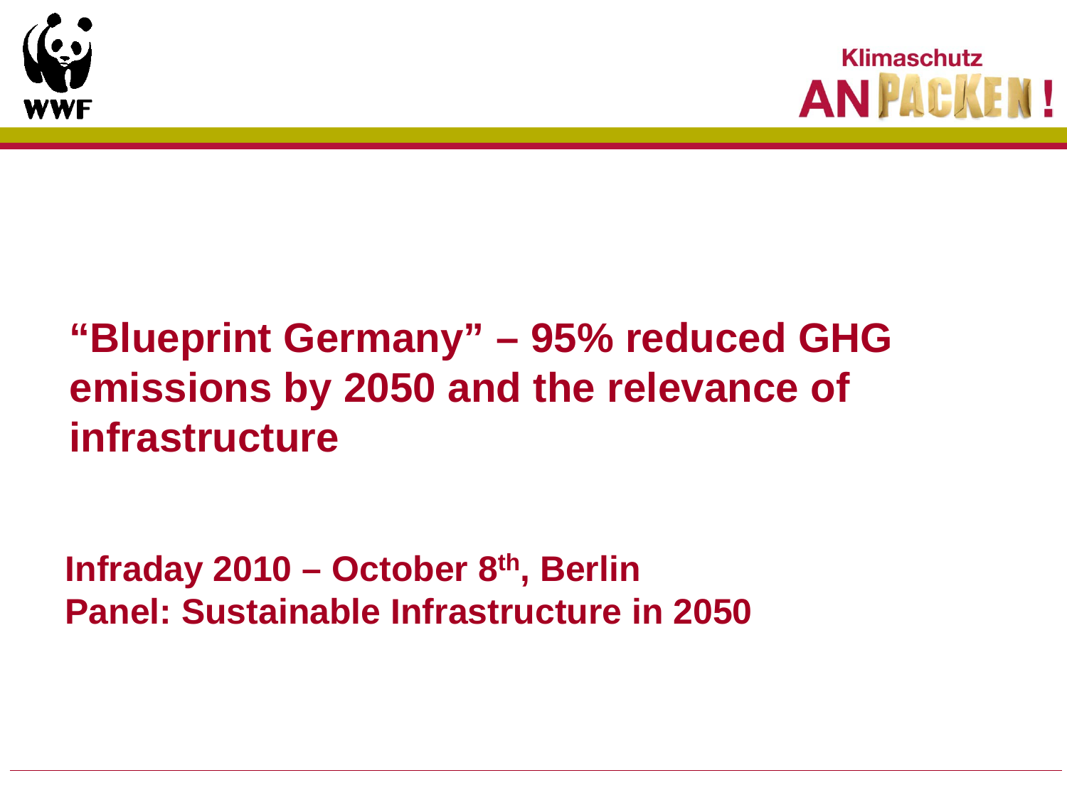WWF

Klimaschutz ANPACKEN!

# "Blueprint Germany" – 95% reduced GHG emissions by 2050 and the relevance of infrastructure

**Infraday 2010 – October 8th, Berlin**
**Panel: Sustainable Infrastructure in 2050**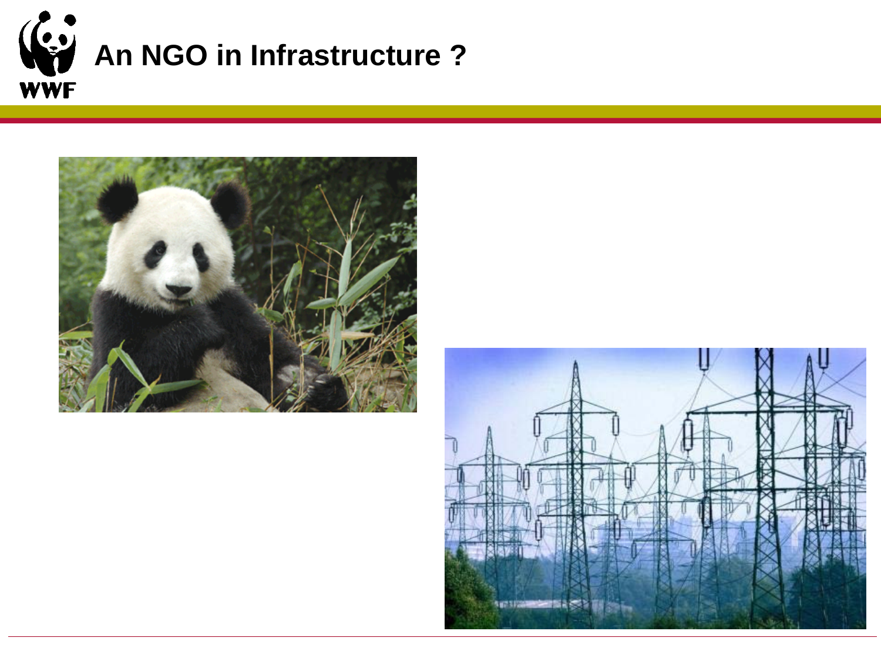# An NGO in Infrastructure ?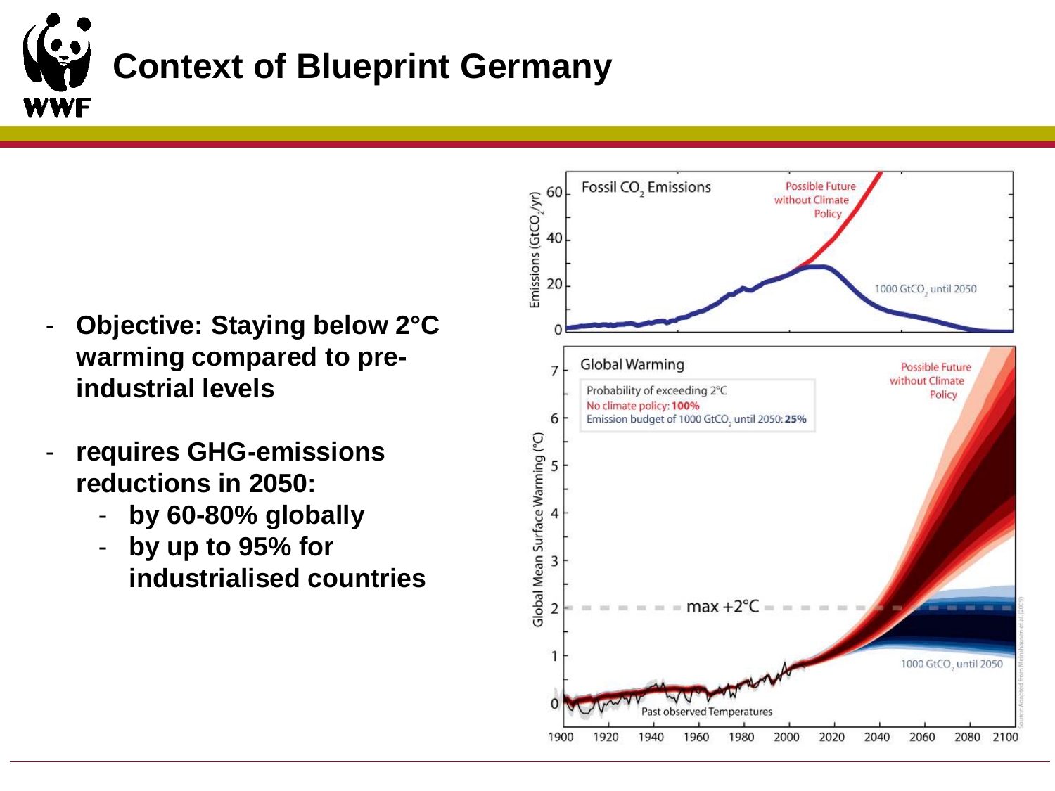# Context of Blueprint Germany

- **Objective: Staying below 2°C warming compared to pre-industrial levels**
- **requires GHG-emissions reductions in 2050:**
  - **by 60-80% globally**
  - **by up to 95% for industrialised countries**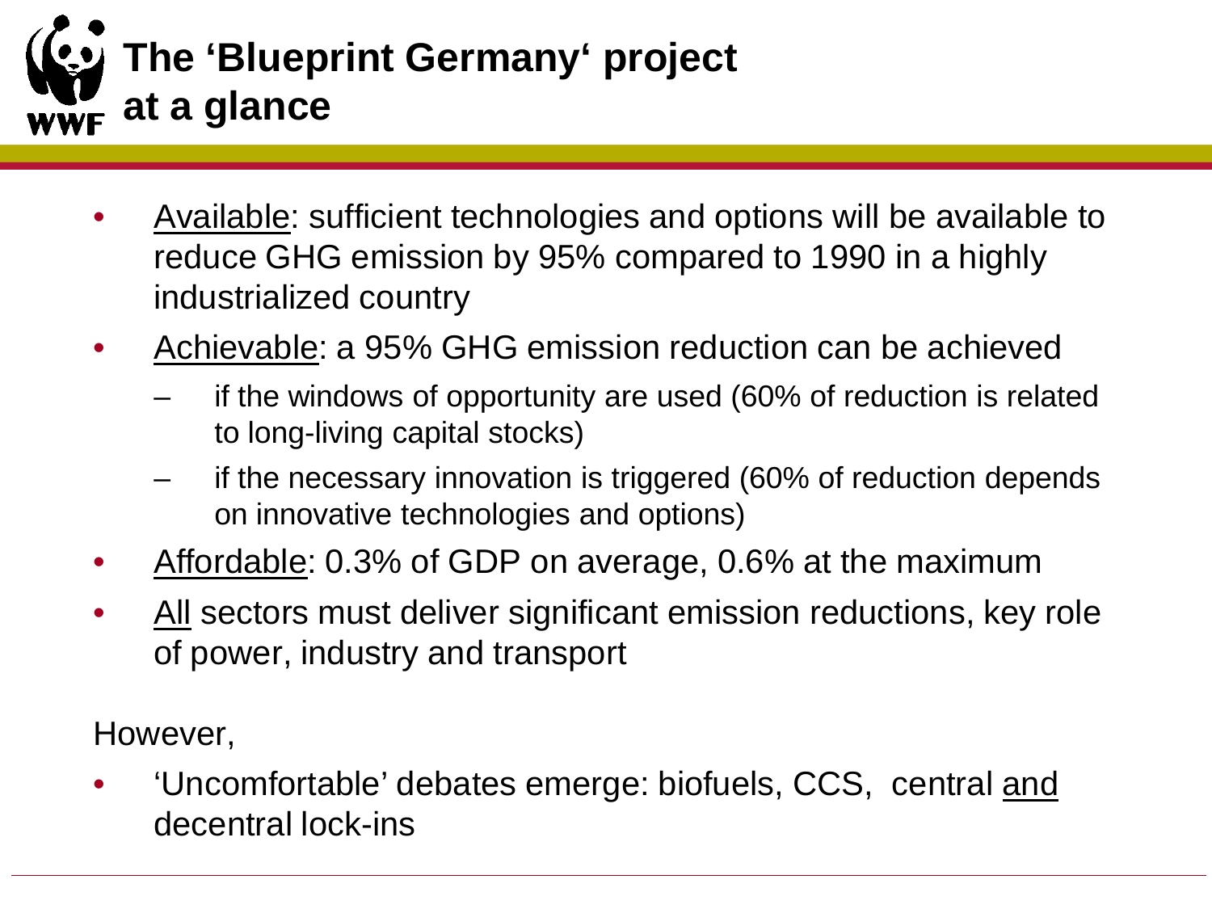# The 'Blueprint Germany' project at a glance

- Available: sufficient technologies and options will be available to reduce GHG emission by 95% compared to 1990 in a highly industrialized country
- Achievable: a 95% GHG emission reduction can be achieved
  - if the windows of opportunity are used (60% of reduction is related to long-living capital stocks)
  - if the necessary innovation is triggered (60% of reduction depends on innovative technologies and options)
- Affordable: 0.3% of GDP on average, 0.6% at the maximum
- All sectors must deliver significant emission reductions, key role of power, industry and transport

However,

- 'Uncomfortable' debates emerge: biofuels, CCS, central and decentral lock-ins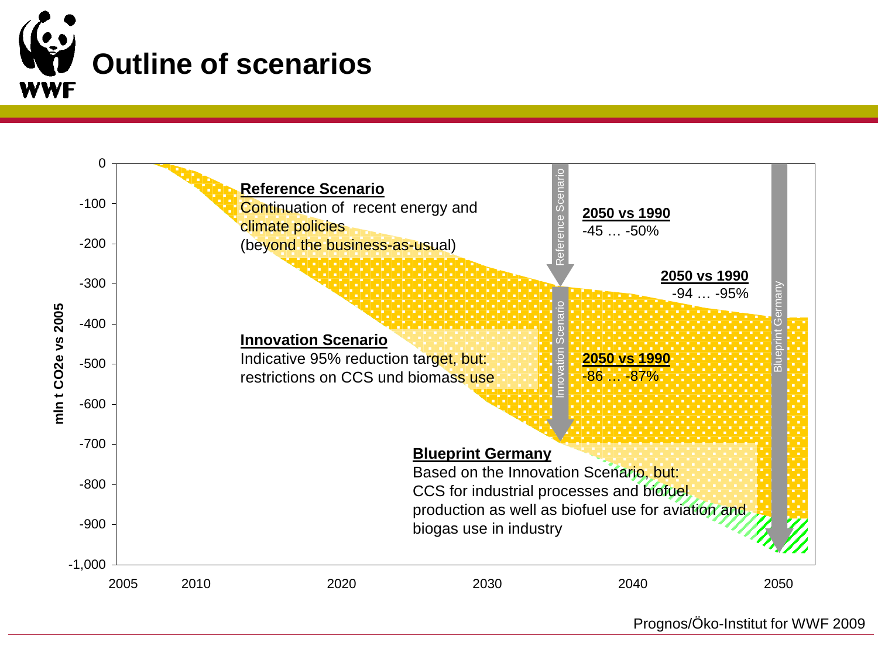# Outline of scenarios

**Reference Scenario**
Continuation of recent energy and climate policies
(beyond the business-as-usual)

**Innovation Scenario**
Indicative 95% reduction target, but:
restrictions on CCS und biomass use

**Blueprint Germany**
Based on the Innovation Scenario, but:
CCS for industrial processes and biofuel production as well as biofuel use for aviation and biogas use in industry

Reference Scenario — **2050 vs 1990** -45 … -50%

Innovation Scenario — **2050 vs 1990** -86 … -87%

Blueprint Germany — **2050 vs 1990** -94 … -95%

mln t CO2e vs 2005

Prognos/Öko-Institut for WWF 2009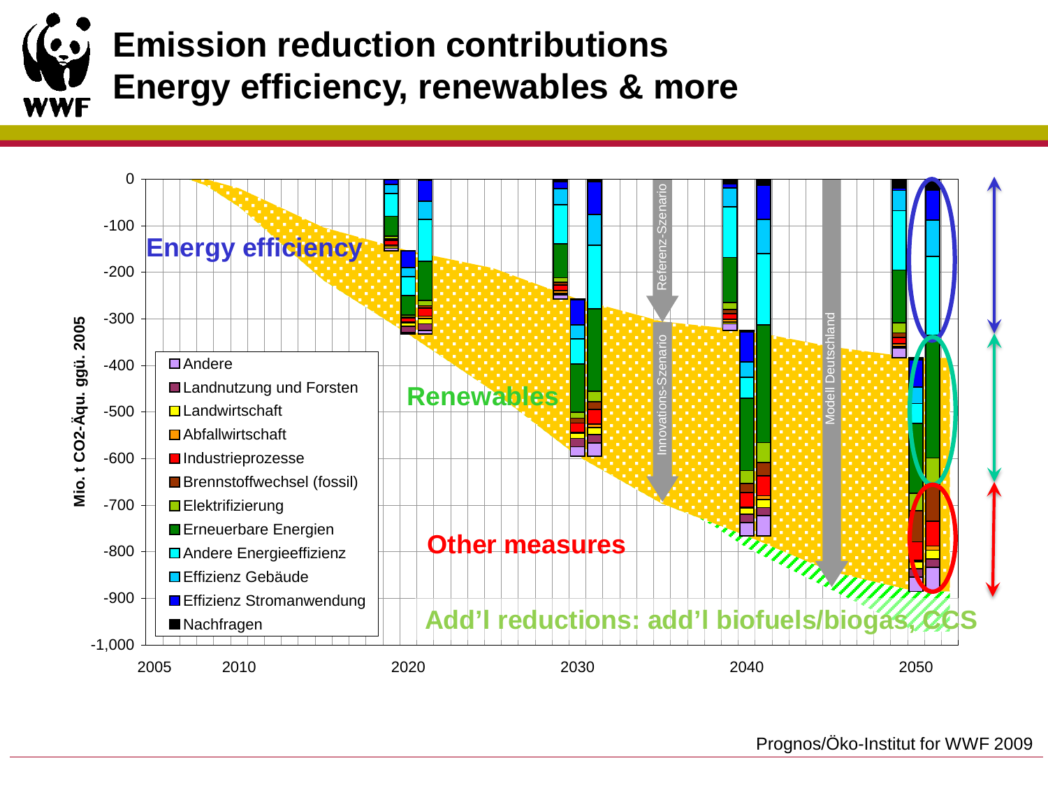# Emission reduction contributions
# Energy efficiency, renewables & more

Mio. t CO2-Äqu. ggü. 2005

Energy efficiency

Renewables

Other measures

Add'l reductions: add'l biofuels/biogas, CCS

Referenz-Szenario

Innovations-Szenario

Modell Deutschland

- Andere
- Landnutzung und Forsten
- Landwirtschaft
- Abfallwirtschaft
- Industrieprozesse
- Brennstoffwechsel (fossil)
- Elektrifizierung
- Erneuerbare Energien
- Andere Energieeffizienz
- Effizienz Gebäude
- Effizienz Stromanwendung
- Nachfragen

0, -100, -200, -300, -400, -500, -600, -700, -800, -900, -1,000

2005, 2010, 2020, 2030, 2040, 2050

Prognos/Öko-Institut for WWF 2009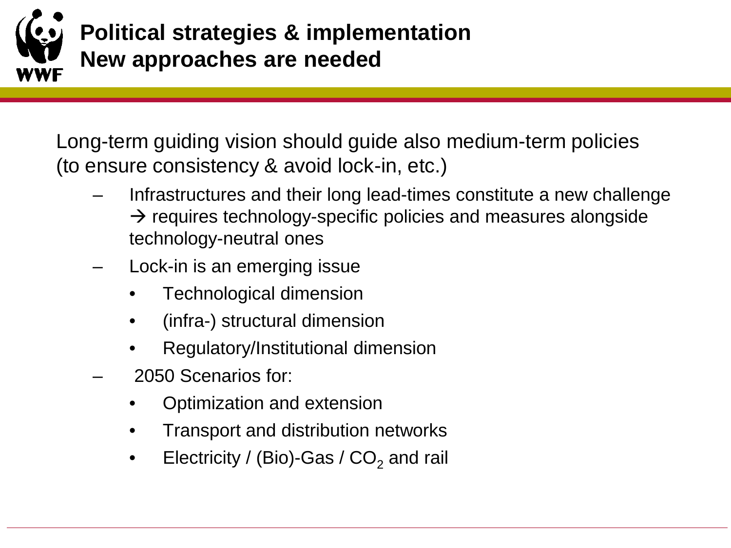# Political strategies & implementation
# New approaches are needed

Long-term guiding vision should guide also medium-term policies (to ensure consistency & avoid lock-in, etc.)

- Infrastructures and their long lead-times constitute a new challenge → requires technology-specific policies and measures alongside technology-neutral ones
- Lock-in is an emerging issue
  - Technological dimension
  - (infra-) structural dimension
  - Regulatory/Institutional dimension
- 2050 Scenarios for:
  - Optimization and extension
  - Transport and distribution networks
  - Electricity / (Bio)-Gas / $CO_2$ and rail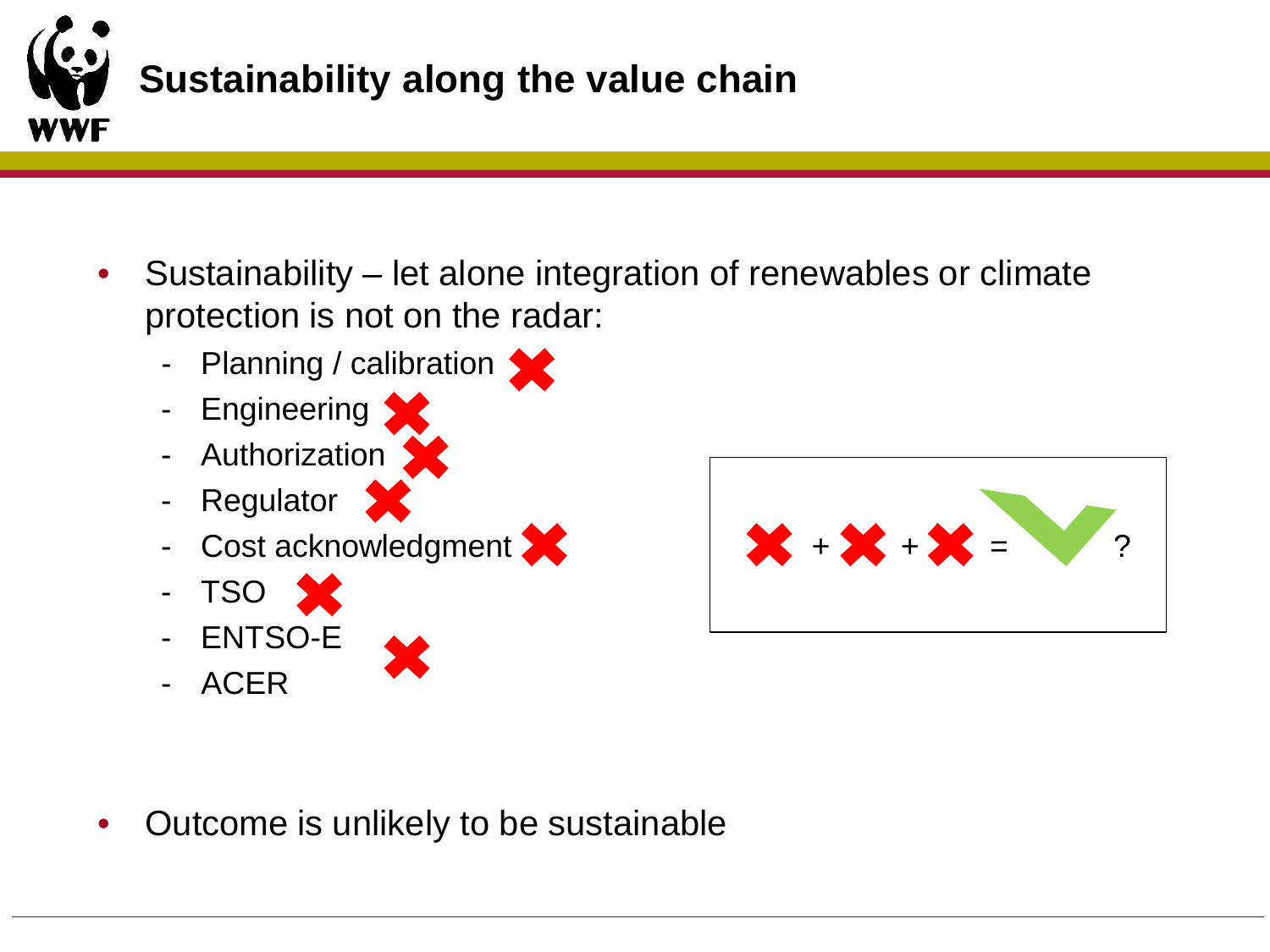# Sustainability along the value chain

- Sustainability – let alone integration of renewables or climate protection is not on the radar:
  - Planning / calibration ✖
  - Engineering ✖
  - Authorization ✖
  - Regulator ✖
  - Cost acknowledgment ✖
  - TSO ✖
  - ENTSO-E
  - ACER ✖

✖ + ✖ + ✖ = ✔?

- Outcome is unlikely to be sustainable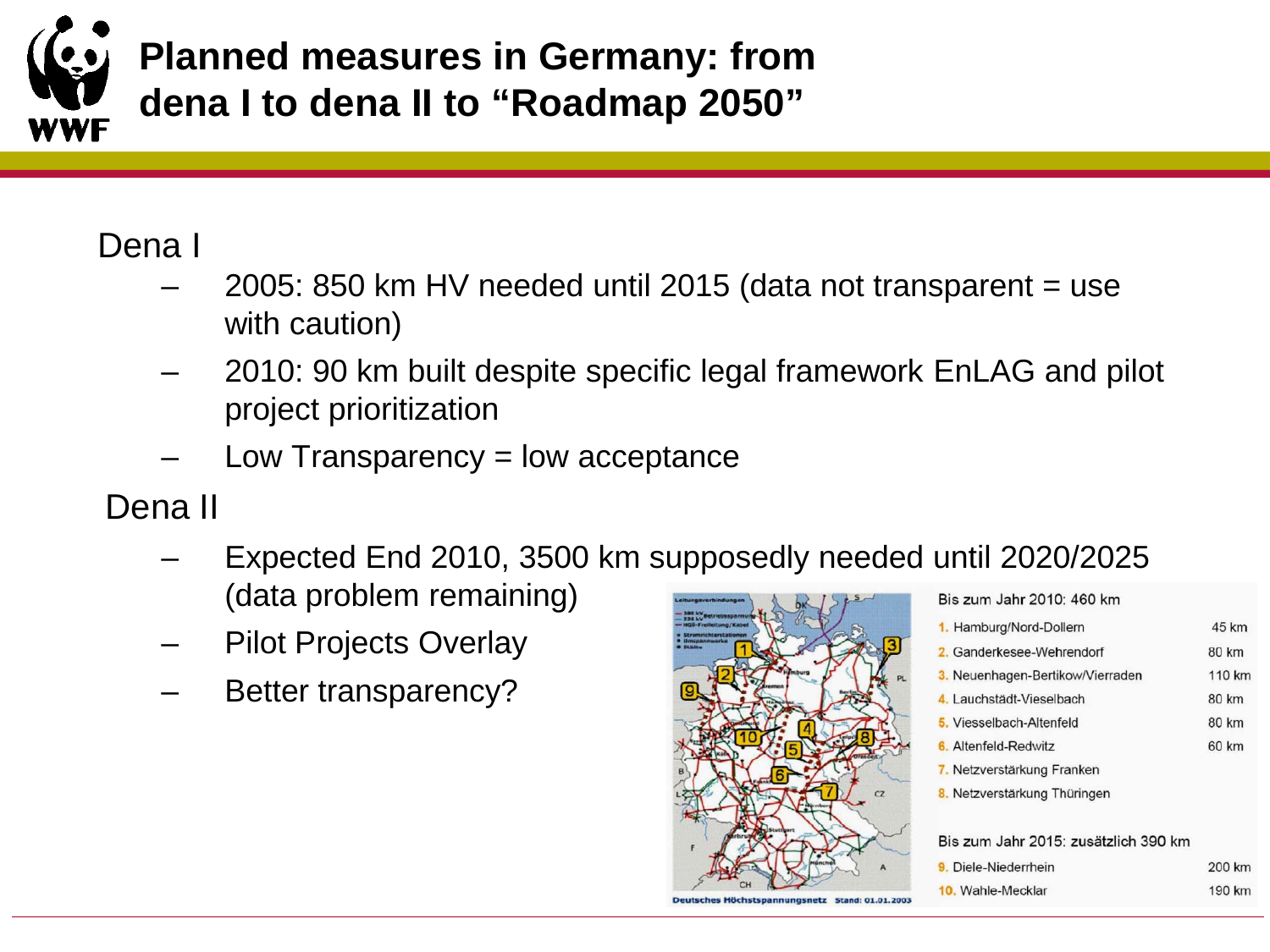# Planned measures in Germany: from dena I to dena II to "Roadmap 2050"

Dena I

- 2005: 850 km HV needed until 2015 (data not transparent = use with caution)
- 2010: 90 km built despite specific legal framework EnLAG and pilot project prioritization
- Low Transparency = low acceptance

Dena II

- Expected End 2010, 3500 km supposedly needed until 2020/2025 (data problem remaining)
- Pilot Projects Overlay
- Better transparency?

Deutsches Höchstspannungsnetz Stand: 01.01.2003

| Bis zum Jahr 2010: 460 km | |
|---|---|
| 1. Hamburg/Nord-Dollern | 45 km |
| 2. Ganderkesee-Wehrendorf | 80 km |
| 3. Neuenhagen-Bertikow/Vierraden | 110 km |
| 4. Lauchstädt-Vieselbach | 80 km |
| 5. Viesselbach-Altenfeld | 80 km |
| 6. Altenfeld-Redwitz | 60 km |
| 7. Netzverstärkung Franken | |
| 8. Netzverstärkung Thüringen | |
| **Bis zum Jahr 2015: zusätzlich 390 km** | |
| 9. Diele-Niederrhein | 200 km |
| 10. Wahle-Mecklar | 190 km |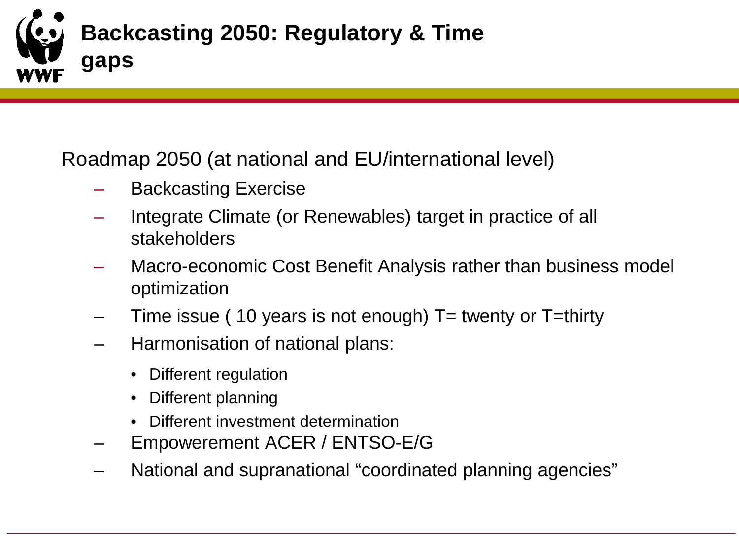# Backcasting 2050: Regulatory & Time gaps

Roadmap 2050 (at national and EU/international level)

- Backcasting Exercise
- Integrate Climate (or Renewables) target in practice of all stakeholders
- Macro-economic Cost Benefit Analysis rather than business model optimization
- Time issue ( 10 years is not enough) T= twenty or T=thirty
- Harmonisation of national plans:
  - Different regulation
  - Different planning
  - Different investment determination
- Empowerement ACER / ENTSO-E/G
- National and supranational "coordinated planning agencies"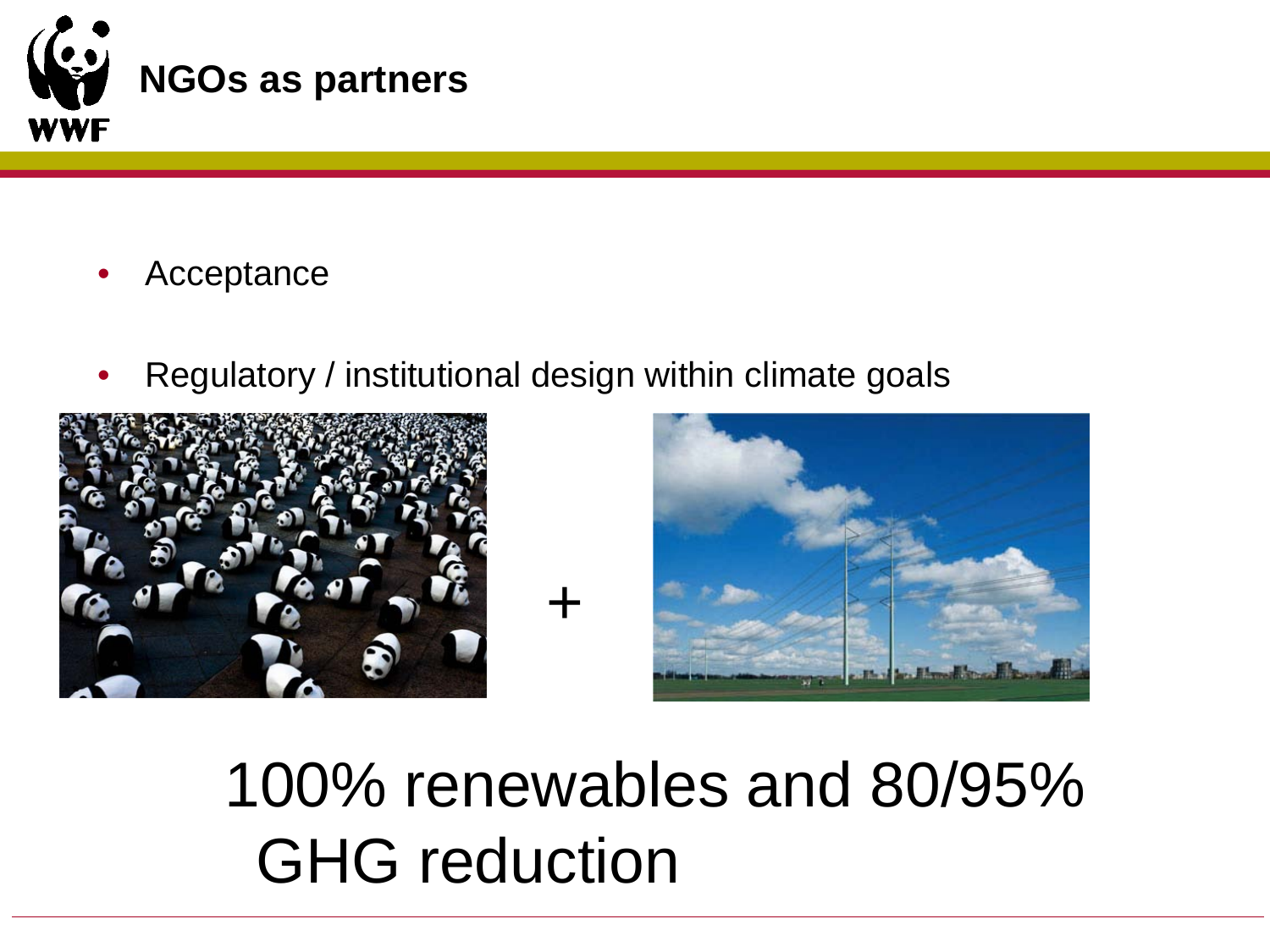## NGOs as partners

- Acceptance
- Regulatory / institutional design within climate goals

+

100% renewables and 80/95% GHG reduction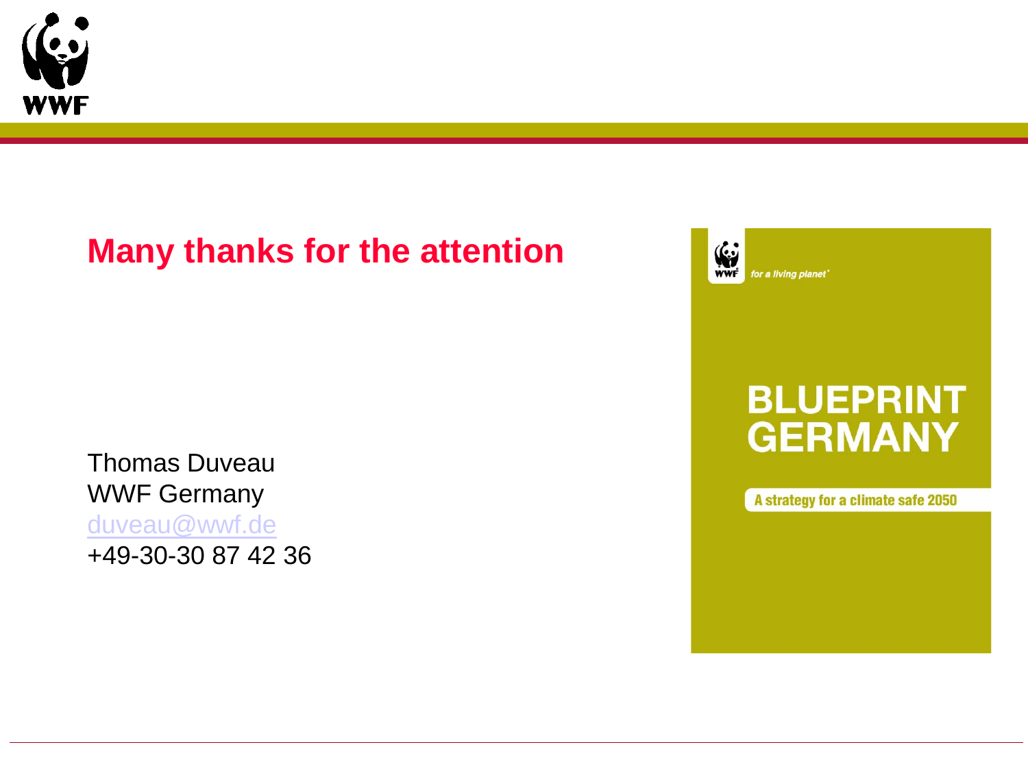## Many thanks for the attention

Thomas Duveau
WWF Germany
duveau@wwf.de
+49-30-30 87 42 36

for a living planet

BLUEPRINT GERMANY

A strategy for a climate safe 2050